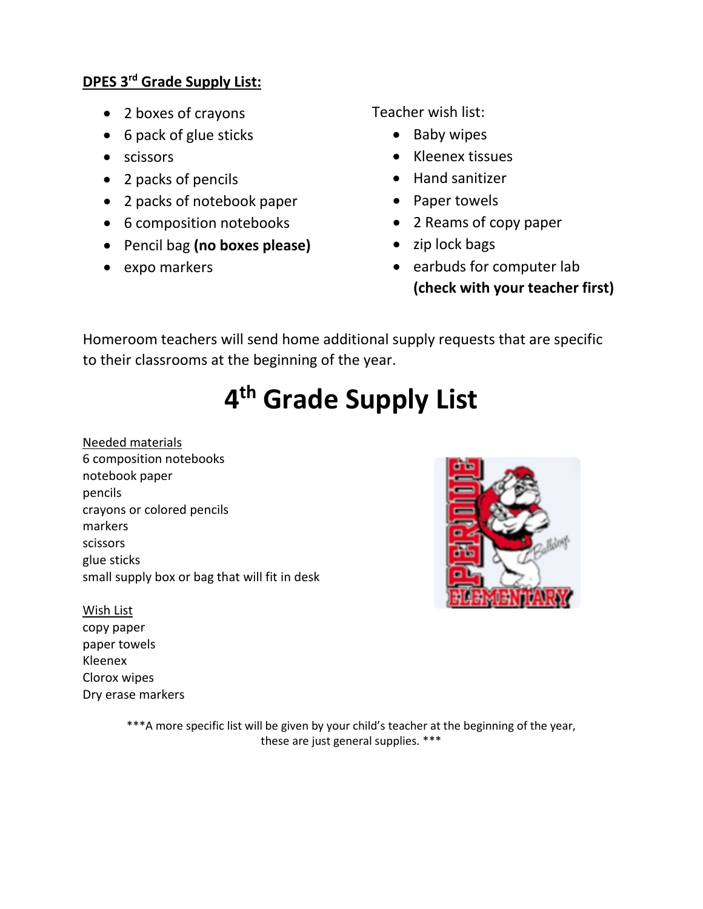## **DPES 3rd Grade Supply List:**

- 2 boxes of crayons
- 6 pack of glue sticks
- scissors
- 2 packs of pencils
- 2 packs of notebook paper
- 6 composition notebooks
- Pencil bag **(no boxes please)**
- expo markers

Teacher wish list:

- Baby wipes
- Kleenex tissues
- Hand sanitizer
- Paper towels
- 2 Reams of copy paper
- zip lock bags
- earbuds for computer lab **(check with your teacher first)**

Homeroom teachers will send home additional supply requests that are specific to their classrooms at the beginning of the year.

# 4th Grade Supply List

Needed materials
6 composition notebooks
notebook paper
pencils
crayons or colored pencils
markers
scissors
glue sticks
small supply box or bag that will fit in desk

Wish List
copy paper
paper towels
Kleenex
Clorox wipes
Dry erase markers

***A more specific list will be given by your child's teacher at the beginning of the year, these are just general supplies. ***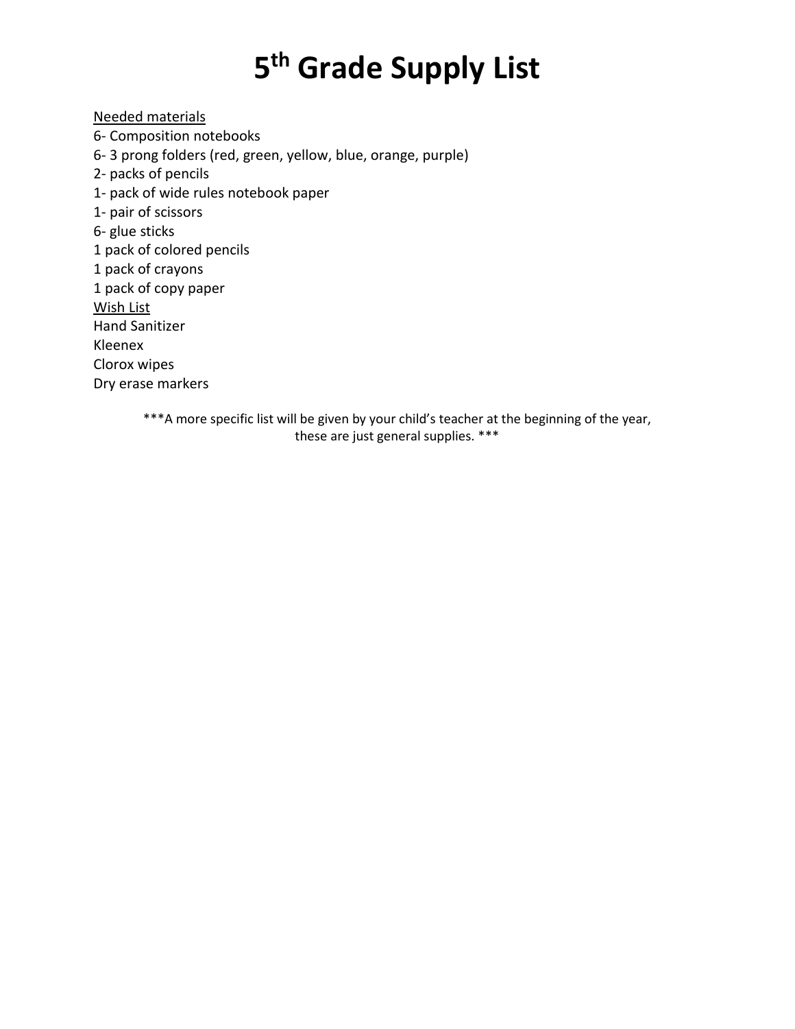# 5th Grade Supply List

Needed materials

6- Composition notebooks
6- 3 prong folders (red, green, yellow, blue, orange, purple)
2- packs of pencils
1- pack of wide rules notebook paper
1- pair of scissors
6- glue sticks
1 pack of colored pencils
1 pack of crayons
1 pack of copy paper

Wish List

Hand Sanitizer
Kleenex
Clorox wipes
Dry erase markers

***A more specific list will be given by your child's teacher at the beginning of the year, these are just general supplies. ***